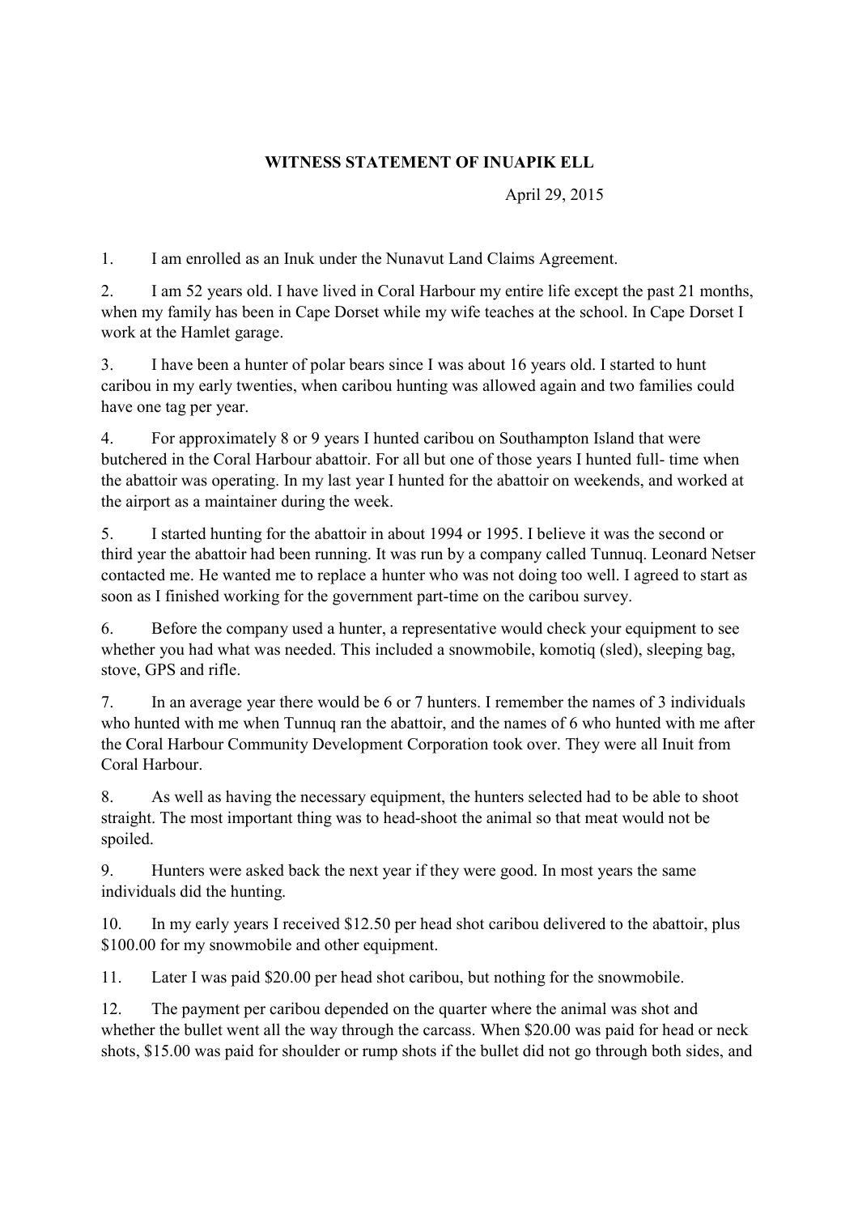**WITNESS STATEMENT OF INUAPIK ELL**

April 29, 2015

1. I am enrolled as an Inuk under the Nunavut Land Claims Agreement.

2. I am 52 years old. I have lived in Coral Harbour my entire life except the past 21 months, when my family has been in Cape Dorset while my wife teaches at the school. In Cape Dorset I work at the Hamlet garage.

3. I have been a hunter of polar bears since I was about 16 years old. I started to hunt caribou in my early twenties, when caribou hunting was allowed again and two families could have one tag per year.

4. For approximately 8 or 9 years I hunted caribou on Southampton Island that were butchered in the Coral Harbour abattoir. For all but one of those years I hunted full- time when the abattoir was operating. In my last year I hunted for the abattoir on weekends, and worked at the airport as a maintainer during the week.

5. I started hunting for the abattoir in about 1994 or 1995. I believe it was the second or third year the abattoir had been running. It was run by a company called Tunnuq. Leonard Netser contacted me. He wanted me to replace a hunter who was not doing too well. I agreed to start as soon as I finished working for the government part-time on the caribou survey.

6. Before the company used a hunter, a representative would check your equipment to see whether you had what was needed. This included a snowmobile, komotiq (sled), sleeping bag, stove, GPS and rifle.

7. In an average year there would be 6 or 7 hunters. I remember the names of 3 individuals who hunted with me when Tunnuq ran the abattoir, and the names of 6 who hunted with me after the Coral Harbour Community Development Corporation took over. They were all Inuit from Coral Harbour.

8. As well as having the necessary equipment, the hunters selected had to be able to shoot straight. The most important thing was to head-shoot the animal so that meat would not be spoiled.

9. Hunters were asked back the next year if they were good. In most years the same individuals did the hunting.

10. In my early years I received $12.50 per head shot caribou delivered to the abattoir, plus $100.00 for my snowmobile and other equipment.

11. Later I was paid $20.00 per head shot caribou, but nothing for the snowmobile.

12. The payment per caribou depended on the quarter where the animal was shot and whether the bullet went all the way through the carcass. When $20.00 was paid for head or neck shots, $15.00 was paid for shoulder or rump shots if the bullet did not go through both sides, and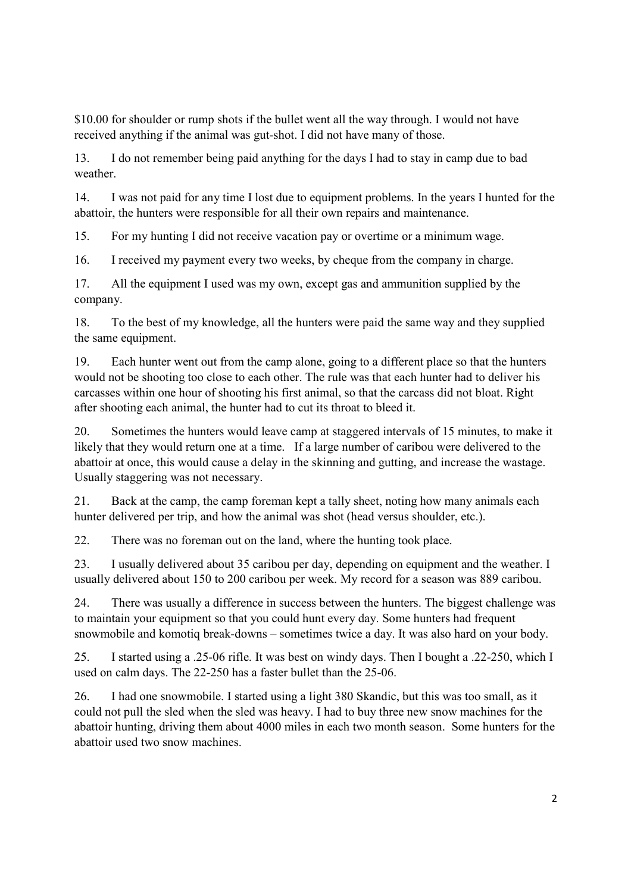$10.00 for shoulder or rump shots if the bullet went all the way through. I would not have received anything if the animal was gut-shot. I did not have many of those.

13. I do not remember being paid anything for the days I had to stay in camp due to bad weather.

14. I was not paid for any time I lost due to equipment problems. In the years I hunted for the abattoir, the hunters were responsible for all their own repairs and maintenance.

15. For my hunting I did not receive vacation pay or overtime or a minimum wage.

16. I received my payment every two weeks, by cheque from the company in charge.

17. All the equipment I used was my own, except gas and ammunition supplied by the company.

18. To the best of my knowledge, all the hunters were paid the same way and they supplied the same equipment.

19. Each hunter went out from the camp alone, going to a different place so that the hunters would not be shooting too close to each other. The rule was that each hunter had to deliver his carcasses within one hour of shooting his first animal, so that the carcass did not bloat. Right after shooting each animal, the hunter had to cut its throat to bleed it.

20. Sometimes the hunters would leave camp at staggered intervals of 15 minutes, to make it likely that they would return one at a time. If a large number of caribou were delivered to the abattoir at once, this would cause a delay in the skinning and gutting, and increase the wastage. Usually staggering was not necessary.

21. Back at the camp, the camp foreman kept a tally sheet, noting how many animals each hunter delivered per trip, and how the animal was shot (head versus shoulder, etc.).

22. There was no foreman out on the land, where the hunting took place.

23. I usually delivered about 35 caribou per day, depending on equipment and the weather. I usually delivered about 150 to 200 caribou per week. My record for a season was 889 caribou.

24. There was usually a difference in success between the hunters. The biggest challenge was to maintain your equipment so that you could hunt every day. Some hunters had frequent snowmobile and komotiq break-downs – sometimes twice a day. It was also hard on your body.

25. I started using a .25-06 rifle. It was best on windy days. Then I bought a .22-250, which I used on calm days. The 22-250 has a faster bullet than the 25-06.

26. I had one snowmobile. I started using a light 380 Skandic, but this was too small, as it could not pull the sled when the sled was heavy. I had to buy three new snow machines for the abattoir hunting, driving them about 4000 miles in each two month season. Some hunters for the abattoir used two snow machines.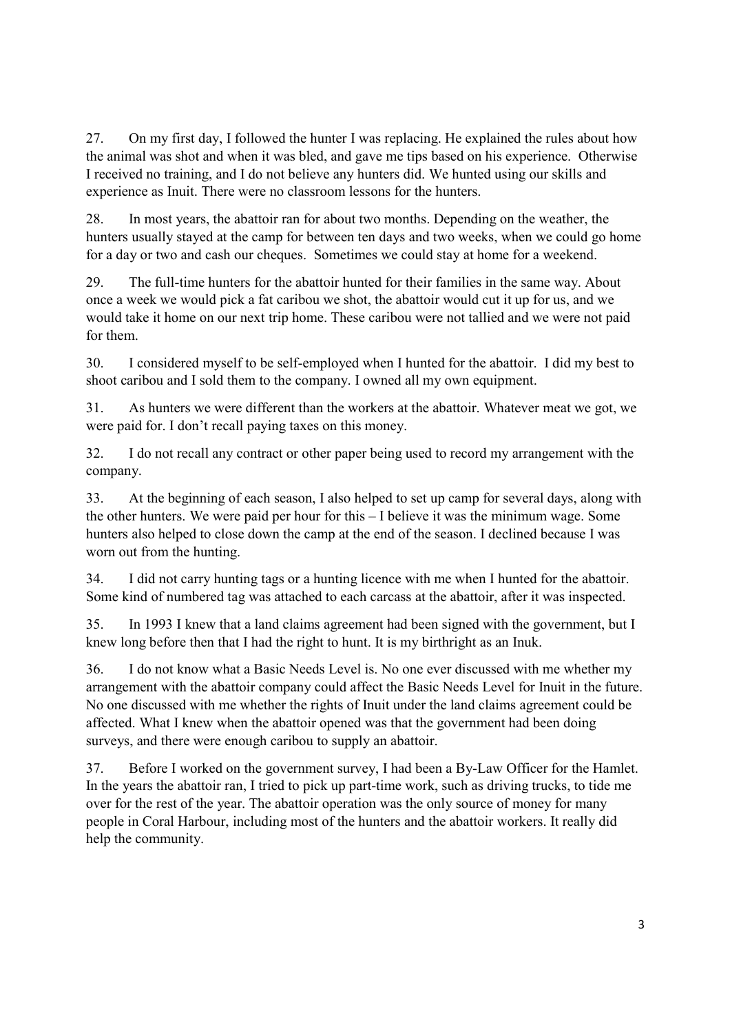27. On my first day, I followed the hunter I was replacing. He explained the rules about how the animal was shot and when it was bled, and gave me tips based on his experience. Otherwise I received no training, and I do not believe any hunters did. We hunted using our skills and experience as Inuit. There were no classroom lessons for the hunters.

28. In most years, the abattoir ran for about two months. Depending on the weather, the hunters usually stayed at the camp for between ten days and two weeks, when we could go home for a day or two and cash our cheques. Sometimes we could stay at home for a weekend.

29. The full-time hunters for the abattoir hunted for their families in the same way. About once a week we would pick a fat caribou we shot, the abattoir would cut it up for us, and we would take it home on our next trip home. These caribou were not tallied and we were not paid for them.

30. I considered myself to be self-employed when I hunted for the abattoir. I did my best to shoot caribou and I sold them to the company. I owned all my own equipment.

31. As hunters we were different than the workers at the abattoir. Whatever meat we got, we were paid for. I don't recall paying taxes on this money.

32. I do not recall any contract or other paper being used to record my arrangement with the company.

33. At the beginning of each season, I also helped to set up camp for several days, along with the other hunters. We were paid per hour for this – I believe it was the minimum wage. Some hunters also helped to close down the camp at the end of the season. I declined because I was worn out from the hunting.

34. I did not carry hunting tags or a hunting licence with me when I hunted for the abattoir. Some kind of numbered tag was attached to each carcass at the abattoir, after it was inspected.

35. In 1993 I knew that a land claims agreement had been signed with the government, but I knew long before then that I had the right to hunt. It is my birthright as an Inuk.

36. I do not know what a Basic Needs Level is. No one ever discussed with me whether my arrangement with the abattoir company could affect the Basic Needs Level for Inuit in the future. No one discussed with me whether the rights of Inuit under the land claims agreement could be affected. What I knew when the abattoir opened was that the government had been doing surveys, and there were enough caribou to supply an abattoir.

37. Before I worked on the government survey, I had been a By-Law Officer for the Hamlet. In the years the abattoir ran, I tried to pick up part-time work, such as driving trucks, to tide me over for the rest of the year. The abattoir operation was the only source of money for many people in Coral Harbour, including most of the hunters and the abattoir workers. It really did help the community.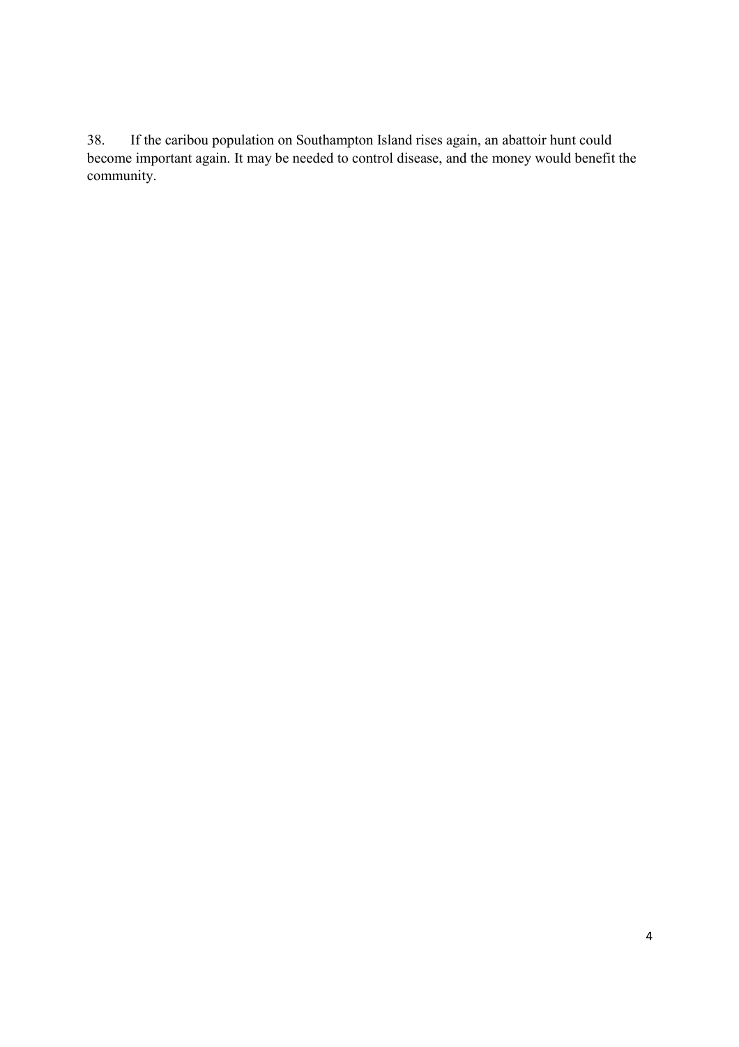38. If the caribou population on Southampton Island rises again, an abattoir hunt could become important again. It may be needed to control disease, and the money would benefit the community.